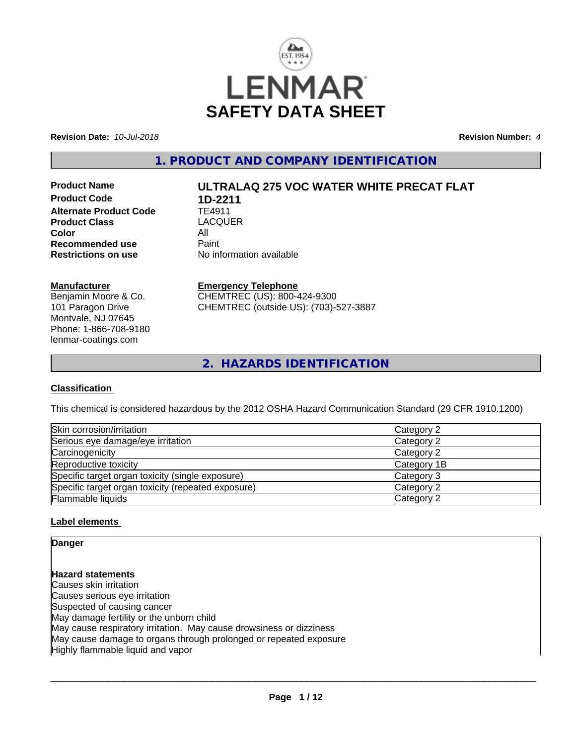# SAFETY DATA SHEET

**Revision Date:** *10-Jul-2018* **Revision Number:** *4*

## 1. PRODUCT AND COMPANY IDENTIFICATION

| | |
|---|---|
| **Product Name** | **ULTRALAQ 275 VOC WATER WHITE PRECAT FLAT** |
| **Product Code** | **1D-2211** |
| **Alternate Product Code** | TE4911 |
| **Product Class** | LACQUER |
| **Color** | All |
| **Recommended use** | Paint |
| **Restrictions on use** | No information available |

**Manufacturer**
Benjamin Moore & Co.
101 Paragon Drive
Montvale, NJ 07645
Phone: 1-866-708-9180
lenmar-coatings.com

**Emergency Telephone**
CHEMTREC (US): 800-424-9300
CHEMTREC (outside US): (703)-527-3887

## 2. HAZARDS IDENTIFICATION

### Classification

This chemical is considered hazardous by the 2012 OSHA Hazard Communication Standard (29 CFR 1910.1200)

| Hazard | Category |
|---|---|
| Skin corrosion/irritation | Category 2 |
| Serious eye damage/eye irritation | Category 2 |
| Carcinogenicity | Category 2 |
| Reproductive toxicity | Category 1B |
| Specific target organ toxicity (single exposure) | Category 3 |
| Specific target organ toxicity (repeated exposure) | Category 2 |
| Flammable liquids | Category 2 |

### Label elements

**Danger**

**Hazard statements**
Causes skin irritation
Causes serious eye irritation
Suspected of causing cancer
May damage fertility or the unborn child
May cause respiratory irritation. May cause drowsiness or dizziness
May cause damage to organs through prolonged or repeated exposure
Highly flammable liquid and vapor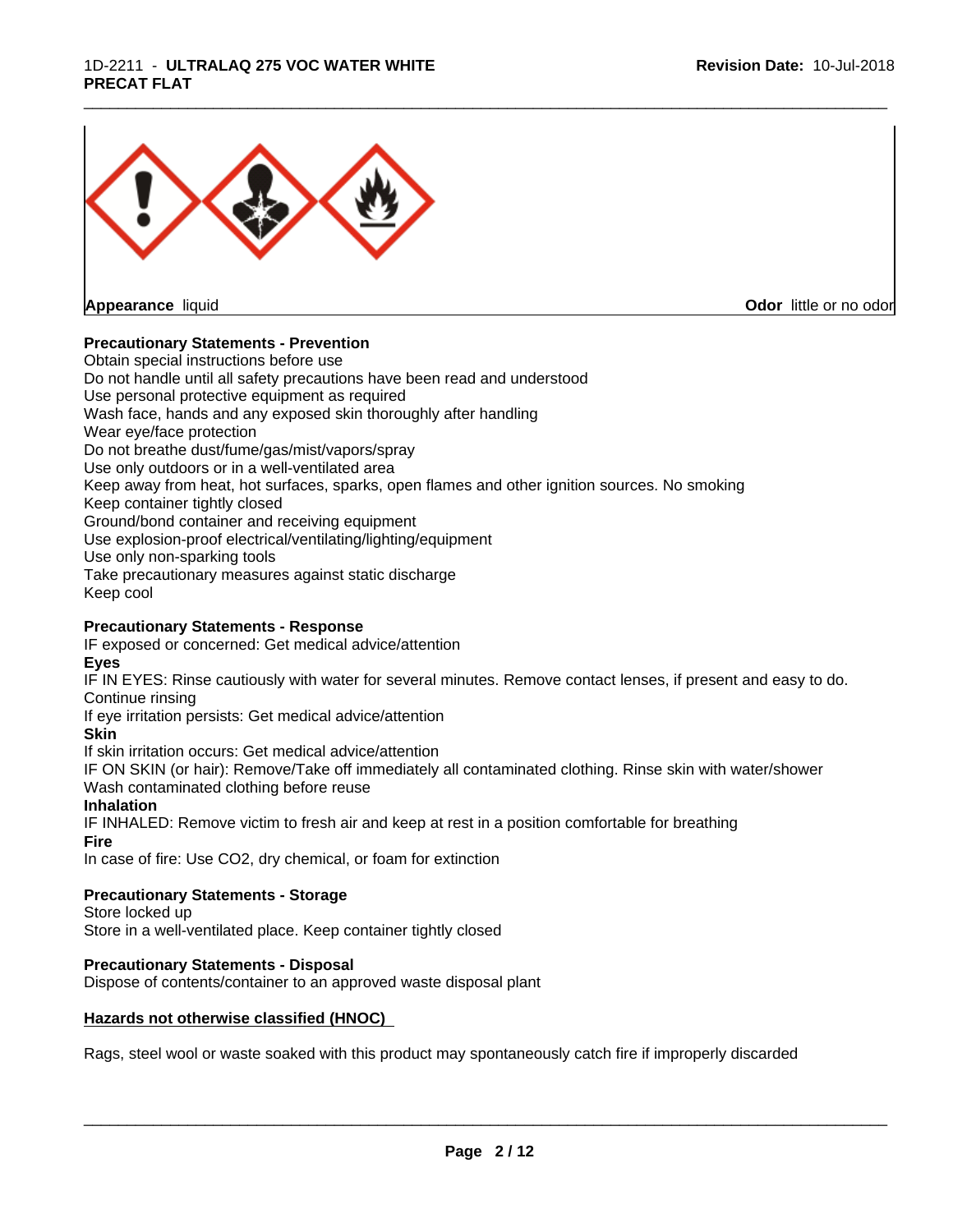**Appearance** liquid **Odor** little or no odor

**Precautionary Statements - Prevention**

Obtain special instructions before use
Do not handle until all safety precautions have been read and understood
Use personal protective equipment as required
Wash face, hands and any exposed skin thoroughly after handling
Wear eye/face protection
Do not breathe dust/fume/gas/mist/vapors/spray
Use only outdoors or in a well-ventilated area
Keep away from heat, hot surfaces, sparks, open flames and other ignition sources. No smoking
Keep container tightly closed
Ground/bond container and receiving equipment
Use explosion-proof electrical/ventilating/lighting/equipment
Use only non-sparking tools
Take precautionary measures against static discharge
Keep cool

**Precautionary Statements - Response**

IF exposed or concerned: Get medical advice/attention

**Eyes**

IF IN EYES: Rinse cautiously with water for several minutes. Remove contact lenses, if present and easy to do. Continue rinsing
If eye irritation persists: Get medical advice/attention

**Skin**

If skin irritation occurs: Get medical advice/attention
IF ON SKIN (or hair): Remove/Take off immediately all contaminated clothing. Rinse skin with water/shower
Wash contaminated clothing before reuse

**Inhalation**

IF INHALED: Remove victim to fresh air and keep at rest in a position comfortable for breathing

**Fire**

In case of fire: Use CO2, dry chemical, or foam for extinction

**Precautionary Statements - Storage**

Store locked up
Store in a well-ventilated place. Keep container tightly closed

**Precautionary Statements - Disposal**

Dispose of contents/container to an approved waste disposal plant

**Hazards not otherwise classified (HNOC)**

Rags, steel wool or waste soaked with this product may spontaneously catch fire if improperly discarded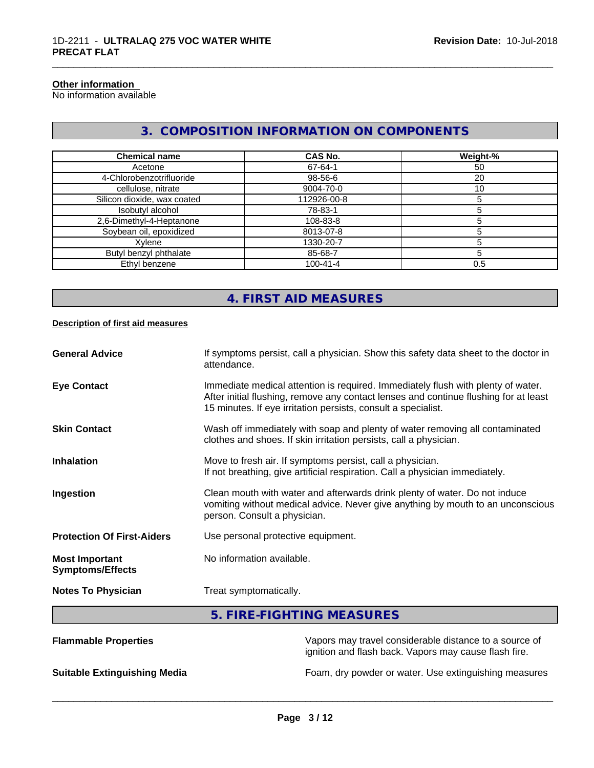**Other information**
No information available

## 3. COMPOSITION INFORMATION ON COMPONENTS

| Chemical name | CAS No. | Weight-% |
|---|---|---|
| Acetone | 67-64-1 | 50 |
| 4-Chlorobenzotrifluoride | 98-56-6 | 20 |
| cellulose, nitrate | 9004-70-0 | 10 |
| Silicon dioxide, wax coated | 112926-00-8 | 5 |
| Isobutyl alcohol | 78-83-1 | 5 |
| 2,6-Dimethyl-4-Heptanone | 108-83-8 | 5 |
| Soybean oil, epoxidized | 8013-07-8 | 5 |
| Xylene | 1330-20-7 | 5 |
| Butyl benzyl phthalate | 85-68-7 | 5 |
| Ethyl benzene | 100-41-4 | 0.5 |

## 4. FIRST AID MEASURES

**Description of first aid measures**

**General Advice**
If symptoms persist, call a physician. Show this safety data sheet to the doctor in attendance.

**Eye Contact**
Immediate medical attention is required. Immediately flush with plenty of water. After initial flushing, remove any contact lenses and continue flushing for at least 15 minutes. If eye irritation persists, consult a specialist.

**Skin Contact**
Wash off immediately with soap and plenty of water removing all contaminated clothes and shoes. If skin irritation persists, call a physician.

**Inhalation**
Move to fresh air. If symptoms persist, call a physician.
If not breathing, give artificial respiration. Call a physician immediately.

**Ingestion**
Clean mouth with water and afterwards drink plenty of water. Do not induce vomiting without medical advice. Never give anything by mouth to an unconscious person. Consult a physician.

**Protection Of First-Aiders**
Use personal protective equipment.

**Most Important Symptoms/Effects**
No information available.

**Notes To Physician**
Treat symptomatically.

## 5. FIRE-FIGHTING MEASURES

**Flammable Properties**
Vapors may travel considerable distance to a source of ignition and flash back. Vapors may cause flash fire.

**Suitable Extinguishing Media**
Foam, dry powder or water. Use extinguishing measures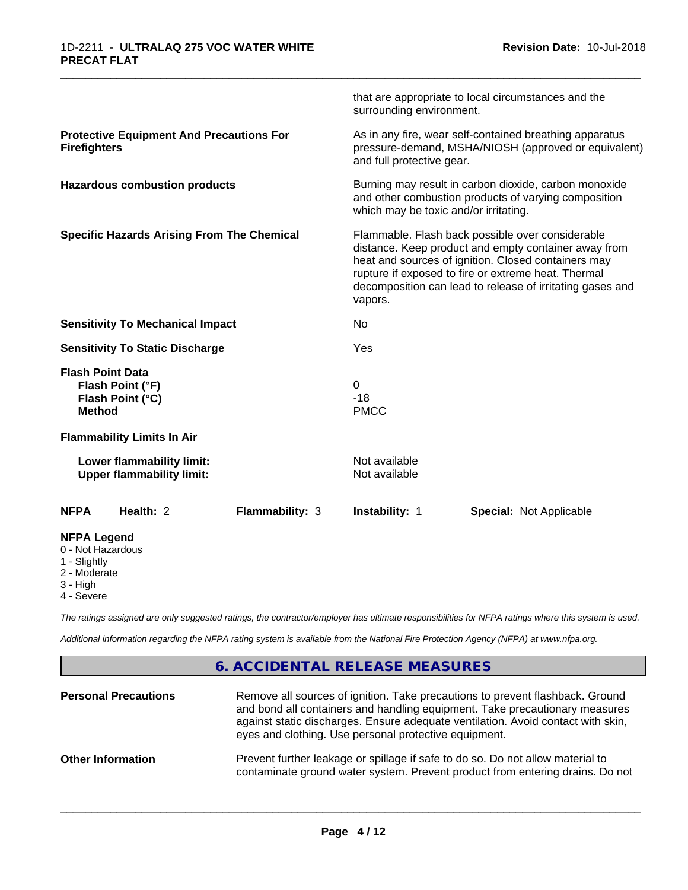| | |
|---|---|
| | that are appropriate to local circumstances and the surrounding environment. |
| **Protective Equipment And Precautions For Firefighters** | As in any fire, wear self-contained breathing apparatus pressure-demand, MSHA/NIOSH (approved or equivalent) and full protective gear. |
| **Hazardous combustion products** | Burning may result in carbon dioxide, carbon monoxide and other combustion products of varying composition which may be toxic and/or irritating. |
| **Specific Hazards Arising From The Chemical** | Flammable. Flash back possible over considerable distance. Keep product and empty container away from heat and sources of ignition. Closed containers may rupture if exposed to fire or extreme heat. Thermal decomposition can lead to release of irritating gases and vapors. |
| **Sensitivity To Mechanical Impact** | No |
| **Sensitivity To Static Discharge** | Yes |

**Flash Point Data**

| | |
|---|---|
| **Flash Point (°F)** | 0 |
| **Flash Point (°C)** | -18 |
| **Method** | PMCC |

**Flammability Limits In Air**

| | |
|---|---|
| **Lower flammability limit:** | Not available |
| **Upper flammability limit:** | Not available |

| **NFPA** | **Health:** 2 | **Flammability:** 3 | **Instability:** 1 | **Special:** Not Applicable |
|---|---|---|---|---|

**NFPA Legend**
- 0 - Not Hazardous
- 1 - Slightly
- 2 - Moderate
- 3 - High
- 4 - Severe

*The ratings assigned are only suggested ratings, the contractor/employer has ultimate responsibilities for NFPA ratings where this system is used.*

*Additional information regarding the NFPA rating system is available from the National Fire Protection Agency (NFPA) at www.nfpa.org.*

## 6. ACCIDENTAL RELEASE MEASURES

| | |
|---|---|
| **Personal Precautions** | Remove all sources of ignition. Take precautions to prevent flashback. Ground and bond all containers and handling equipment. Take precautionary measures against static discharges. Ensure adequate ventilation. Avoid contact with skin, eyes and clothing. Use personal protective equipment. |
| **Other Information** | Prevent further leakage or spillage if safe to do so. Do not allow material to contaminate ground water system. Prevent product from entering drains. Do not |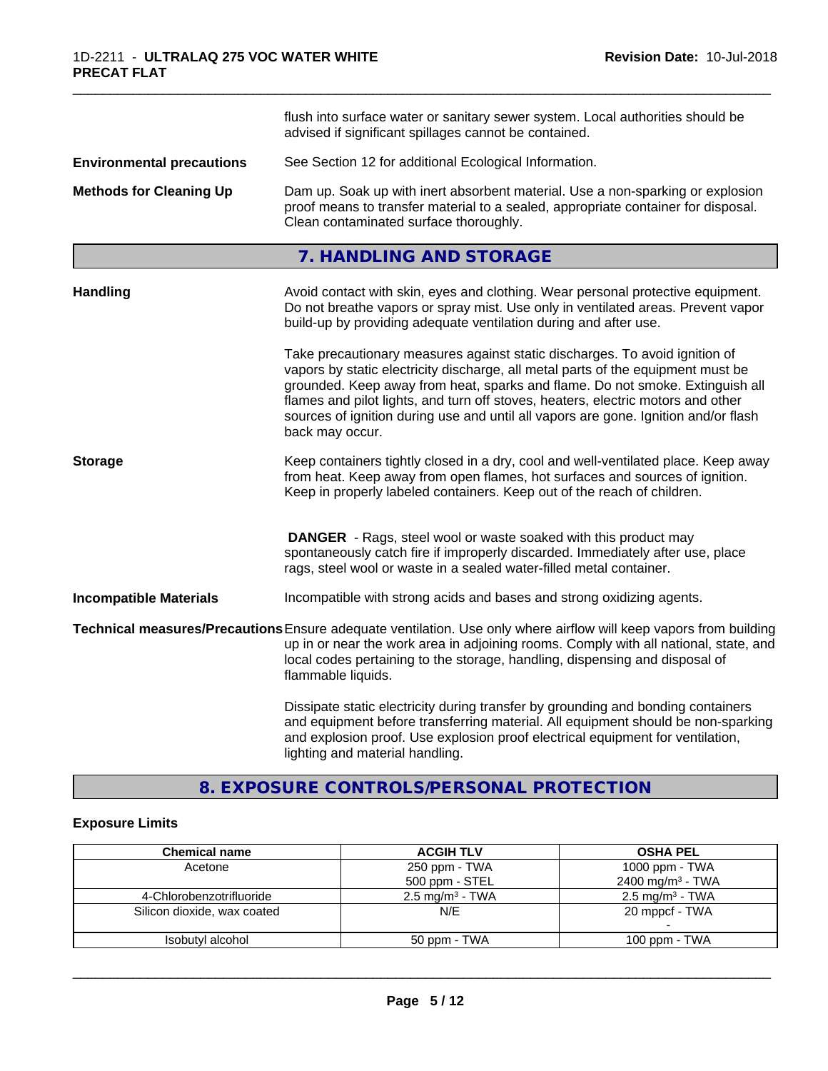flush into surface water or sanitary sewer system. Local authorities should be advised if significant spillages cannot be contained.

**Environmental precautions** See Section 12 for additional Ecological Information.

**Methods for Cleaning Up** Dam up. Soak up with inert absorbent material. Use a non-sparking or explosion proof means to transfer material to a sealed, appropriate container for disposal. Clean contaminated surface thoroughly.

## 7. HANDLING AND STORAGE

**Handling** Avoid contact with skin, eyes and clothing. Wear personal protective equipment. Do not breathe vapors or spray mist. Use only in ventilated areas. Prevent vapor build-up by providing adequate ventilation during and after use.

Take precautionary measures against static discharges. To avoid ignition of vapors by static electricity discharge, all metal parts of the equipment must be grounded. Keep away from heat, sparks and flame. Do not smoke. Extinguish all flames and pilot lights, and turn off stoves, heaters, electric motors and other sources of ignition during use and until all vapors are gone. Ignition and/or flash back may occur.

**Storage** Keep containers tightly closed in a dry, cool and well-ventilated place. Keep away from heat. Keep away from open flames, hot surfaces and sources of ignition. Keep in properly labeled containers. Keep out of the reach of children.

**DANGER** - Rags, steel wool or waste soaked with this product may spontaneously catch fire if improperly discarded. Immediately after use, place rags, steel wool or waste in a sealed water-filled metal container.

**Incompatible Materials** Incompatible with strong acids and bases and strong oxidizing agents.

**Technical measures/Precautions** Ensure adequate ventilation. Use only where airflow will keep vapors from building up in or near the work area in adjoining rooms. Comply with all national, state, and local codes pertaining to the storage, handling, dispensing and disposal of flammable liquids.

Dissipate static electricity during transfer by grounding and bonding containers and equipment before transferring material. All equipment should be non-sparking and explosion proof. Use explosion proof electrical equipment for ventilation, lighting and material handling.

## 8. EXPOSURE CONTROLS/PERSONAL PROTECTION

### Exposure Limits

| Chemical name | ACGIH TLV | OSHA PEL |
|---|---|---|
| Acetone | 250 ppm - TWA<br>500 ppm - STEL | 1000 ppm - TWA<br>2400 mg/m³ - TWA |
| 4-Chlorobenzotrifluoride | 2.5 mg/m³ - TWA | 2.5 mg/m³ - TWA |
| Silicon dioxide, wax coated | N/E | 20 mppcf - TWA<br>- |
| Isobutyl alcohol | 50 ppm - TWA | 100 ppm - TWA |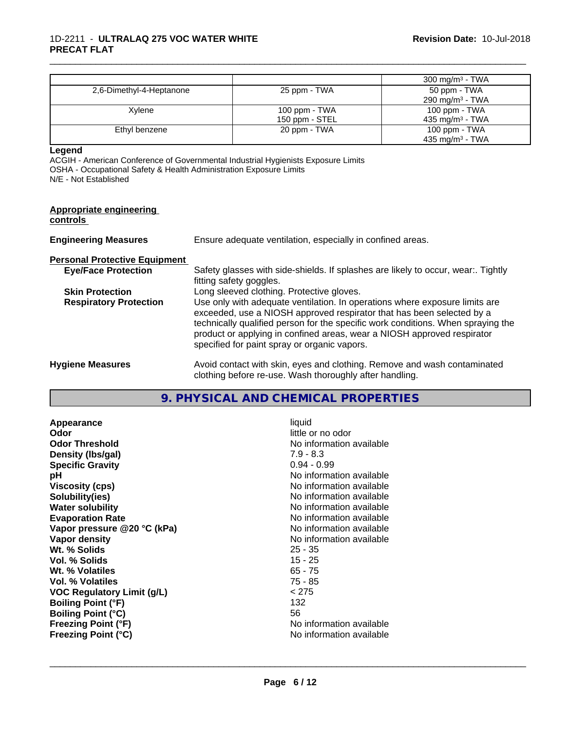| | | |
|---|---|---|
| | | 300 mg/m³ - TWA |
| 2,6-Dimethyl-4-Heptanone | 25 ppm - TWA | 50 ppm - TWA<br>290 mg/m³ - TWA |
| Xylene | 100 ppm - TWA<br>150 ppm - STEL | 100 ppm - TWA<br>435 mg/m³ - TWA |
| Ethyl benzene | 20 ppm - TWA | 100 ppm - TWA<br>435 mg/m³ - TWA |

**Legend**

ACGIH - American Conference of Governmental Industrial Hygienists Exposure Limits
OSHA - Occupational Safety & Health Administration Exposure Limits
N/E - Not Established

**Appropriate engineering controls**

**Engineering Measures** Ensure adequate ventilation, especially in confined areas.

**Personal Protective Equipment**

**Eye/Face Protection** Safety glasses with side-shields. If splashes are likely to occur, wear:. Tightly fitting safety goggles.

**Skin Protection** Long sleeved clothing. Protective gloves.

**Respiratory Protection** Use only with adequate ventilation. In operations where exposure limits are exceeded, use a NIOSH approved respirator that has been selected by a technically qualified person for the specific work conditions. When spraying the product or applying in confined areas, wear a NIOSH approved respirator specified for paint spray or organic vapors.

**Hygiene Measures** Avoid contact with skin, eyes and clothing. Remove and wash contaminated clothing before re-use. Wash thoroughly after handling.

## 9. PHYSICAL AND CHEMICAL PROPERTIES

| | |
|---|---|
| **Appearance** | liquid |
| **Odor** | little or no odor |
| **Odor Threshold** | No information available |
| **Density (lbs/gal)** | 7.9 - 8.3 |
| **Specific Gravity** | 0.94 - 0.99 |
| **pH** | No information available |
| **Viscosity (cps)** | No information available |
| **Solubility(ies)** | No information available |
| **Water solubility** | No information available |
| **Evaporation Rate** | No information available |
| **Vapor pressure @20 °C (kPa)** | No information available |
| **Vapor density** | No information available |
| **Wt. % Solids** | 25 - 35 |
| **Vol. % Solids** | 15 - 25 |
| **Wt. % Volatiles** | 65 - 75 |
| **Vol. % Volatiles** | 75 - 85 |
| **VOC Regulatory Limit (g/L)** | < 275 |
| **Boiling Point (°F)** | 132 |
| **Boiling Point (°C)** | 56 |
| **Freezing Point (°F)** | No information available |
| **Freezing Point (°C)** | No information available |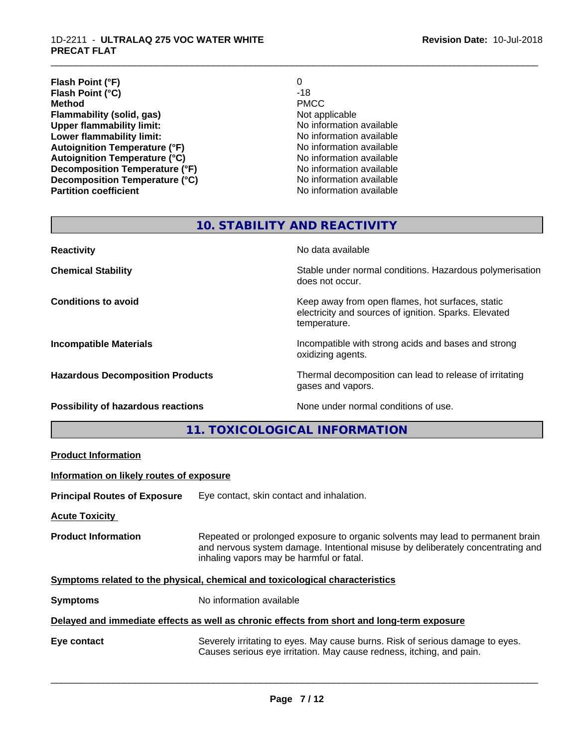| | |
|---|---|
| **Flash Point (°F)** | 0 |
| **Flash Point (°C)** | -18 |
| **Method** | PMCC |
| **Flammability (solid, gas)** | Not applicable |
| **Upper flammability limit:** | No information available |
| **Lower flammability limit:** | No information available |
| **Autoignition Temperature (°F)** | No information available |
| **Autoignition Temperature (°C)** | No information available |
| **Decomposition Temperature (°F)** | No information available |
| **Decomposition Temperature (°C)** | No information available |
| **Partition coefficient** | No information available |

## 10. STABILITY AND REACTIVITY

| | |
|---|---|
| **Reactivity** | No data available |
| **Chemical Stability** | Stable under normal conditions. Hazardous polymerisation does not occur. |
| **Conditions to avoid** | Keep away from open flames, hot surfaces, static electricity and sources of ignition. Sparks. Elevated temperature. |
| **Incompatible Materials** | Incompatible with strong acids and bases and strong oxidizing agents. |
| **Hazardous Decomposition Products** | Thermal decomposition can lead to release of irritating gases and vapors. |
| **Possibility of hazardous reactions** | None under normal conditions of use. |

## 11. TOXICOLOGICAL INFORMATION

**Product Information**

**Information on likely routes of exposure**

**Principal Routes of Exposure** Eye contact, skin contact and inhalation.

**Acute Toxicity**

**Product Information** Repeated or prolonged exposure to organic solvents may lead to permanent brain and nervous system damage. Intentional misuse by deliberately concentrating and inhaling vapors may be harmful or fatal.

**Symptoms related to the physical, chemical and toxicological characteristics**

**Symptoms** No information available

**Delayed and immediate effects as well as chronic effects from short and long-term exposure**

**Eye contact** Severely irritating to eyes. May cause burns. Risk of serious damage to eyes. Causes serious eye irritation. May cause redness, itching, and pain.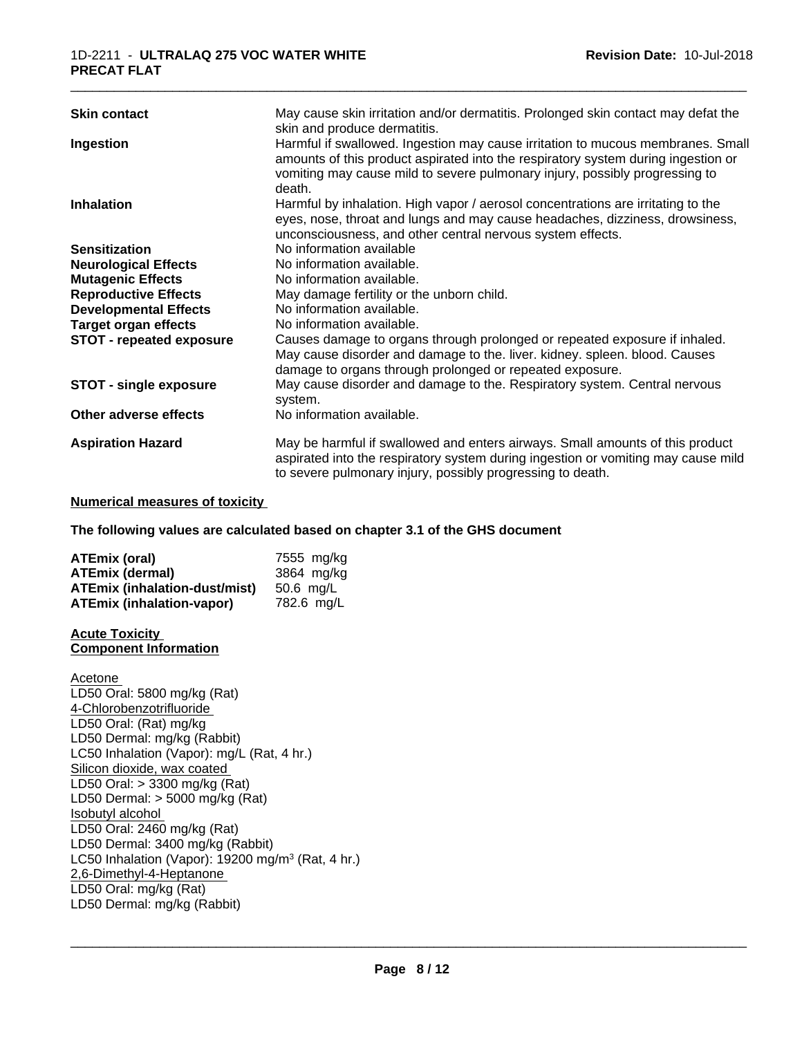| | |
|---|---|
| **Skin contact** | May cause skin irritation and/or dermatitis. Prolonged skin contact may defat the skin and produce dermatitis. |
| **Ingestion** | Harmful if swallowed. Ingestion may cause irritation to mucous membranes. Small amounts of this product aspirated into the respiratory system during ingestion or vomiting may cause mild to severe pulmonary injury, possibly progressing to death. |
| **Inhalation** | Harmful by inhalation. High vapor / aerosol concentrations are irritating to the eyes, nose, throat and lungs and may cause headaches, dizziness, drowsiness, unconsciousness, and other central nervous system effects. |
| **Sensitization** | No information available |
| **Neurological Effects** | No information available. |
| **Mutagenic Effects** | No information available. |
| **Reproductive Effects** | May damage fertility or the unborn child. |
| **Developmental Effects** | No information available. |
| **Target organ effects** | No information available. |
| **STOT - repeated exposure** | Causes damage to organs through prolonged or repeated exposure if inhaled. May cause disorder and damage to the. liver. kidney. spleen. blood. Causes damage to organs through prolonged or repeated exposure. |
| **STOT - single exposure** | May cause disorder and damage to the. Respiratory system. Central nervous system. |
| **Other adverse effects** | No information available. |
| **Aspiration Hazard** | May be harmful if swallowed and enters airways. Small amounts of this product aspirated into the respiratory system during ingestion or vomiting may cause mild to severe pulmonary injury, possibly progressing to death. |

**Numerical measures of toxicity**

**The following values are calculated based on chapter 3.1 of the GHS document**

| | |
|---|---|
| **ATEmix (oral)** | 7555 mg/kg |
| **ATEmix (dermal)** | 3864 mg/kg |
| **ATEmix (inhalation-dust/mist)** | 50.6 mg/L |
| **ATEmix (inhalation-vapor)** | 782.6 mg/L |

**Acute Toxicity**
**Component Information**

Acetone
LD50 Oral: 5800 mg/kg (Rat)
4-Chlorobenzotrifluoride
LD50 Oral: (Rat) mg/kg
LD50 Dermal: mg/kg (Rabbit)
LC50 Inhalation (Vapor): mg/L (Rat, 4 hr.)
Silicon dioxide, wax coated
LD50 Oral: > 3300 mg/kg (Rat)
LD50 Dermal: > 5000 mg/kg (Rat)
Isobutyl alcohol
LD50 Oral: 2460 mg/kg (Rat)
LD50 Dermal: 3400 mg/kg (Rabbit)
LC50 Inhalation (Vapor): 19200 mg/m$^3$ (Rat, 4 hr.)
2,6-Dimethyl-4-Heptanone
LD50 Oral: mg/kg (Rat)
LD50 Dermal: mg/kg (Rabbit)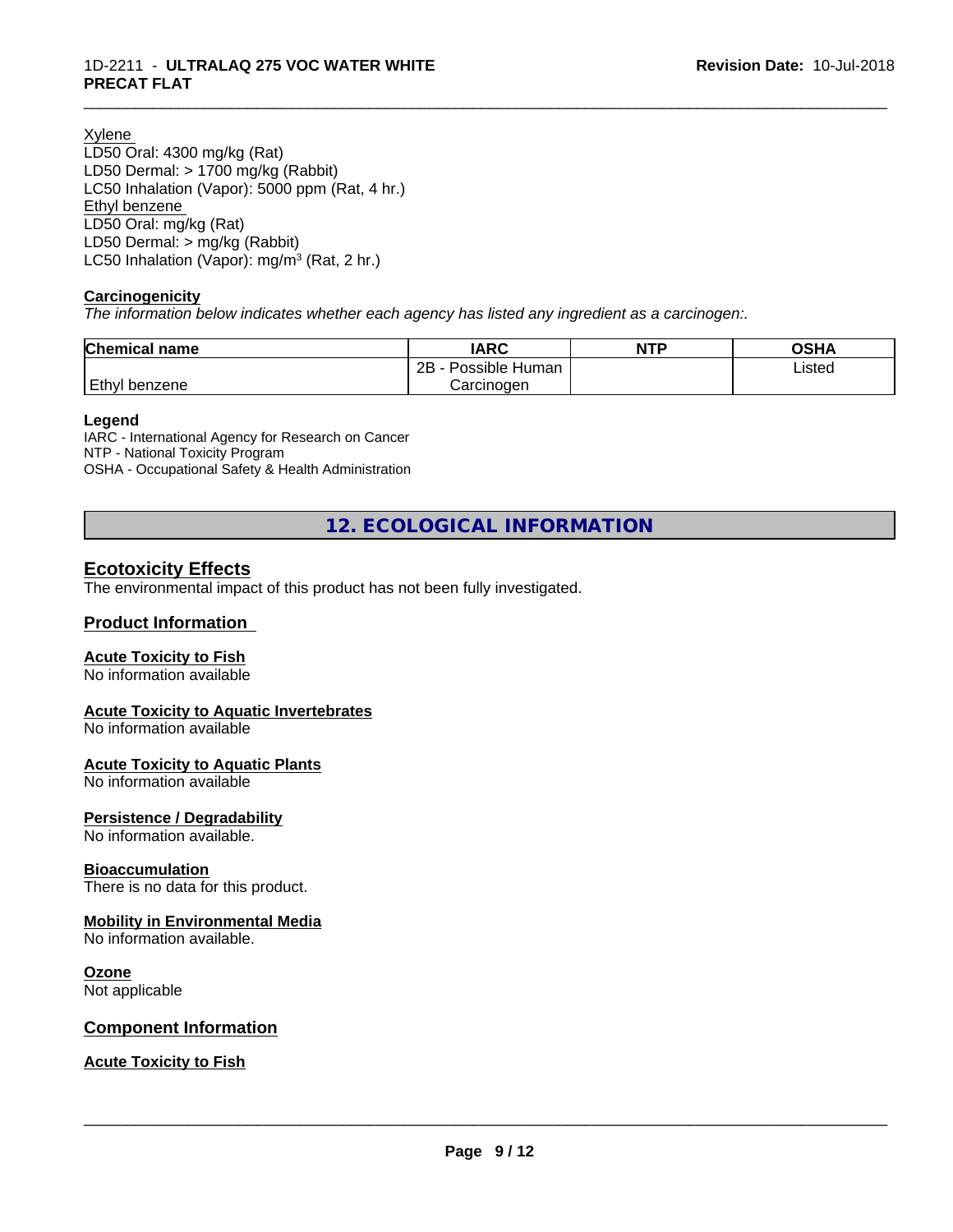Xylene
LD50 Oral: 4300 mg/kg (Rat)
LD50 Dermal: > 1700 mg/kg (Rabbit)
LC50 Inhalation (Vapor): 5000 ppm (Rat, 4 hr.)
Ethyl benzene
LD50 Oral: mg/kg (Rat)
LD50 Dermal: > mg/kg (Rabbit)
LC50 Inhalation (Vapor): mg/m$^3$ (Rat, 2 hr.)

**Carcinogenicity**

*The information below indicates whether each agency has listed any ingredient as a carcinogen:.*

| Chemical name | IARC | NTP | OSHA |
|---|---|---|---|
| Ethyl benzene | 2B - Possible Human Carcinogen | | Listed |

**Legend**
IARC - International Agency for Research on Cancer
NTP - National Toxicity Program
OSHA - Occupational Safety & Health Administration

# 12. ECOLOGICAL INFORMATION

## Ecotoxicity Effects

The environmental impact of this product has not been fully investigated.

## Product Information

**Acute Toxicity to Fish**
No information available

**Acute Toxicity to Aquatic Invertebrates**
No information available

**Acute Toxicity to Aquatic Plants**
No information available

**Persistence / Degradability**
No information available.

**Bioaccumulation**
There is no data for this product.

**Mobility in Environmental Media**
No information available.

**Ozone**
Not applicable

## Component Information

**Acute Toxicity to Fish**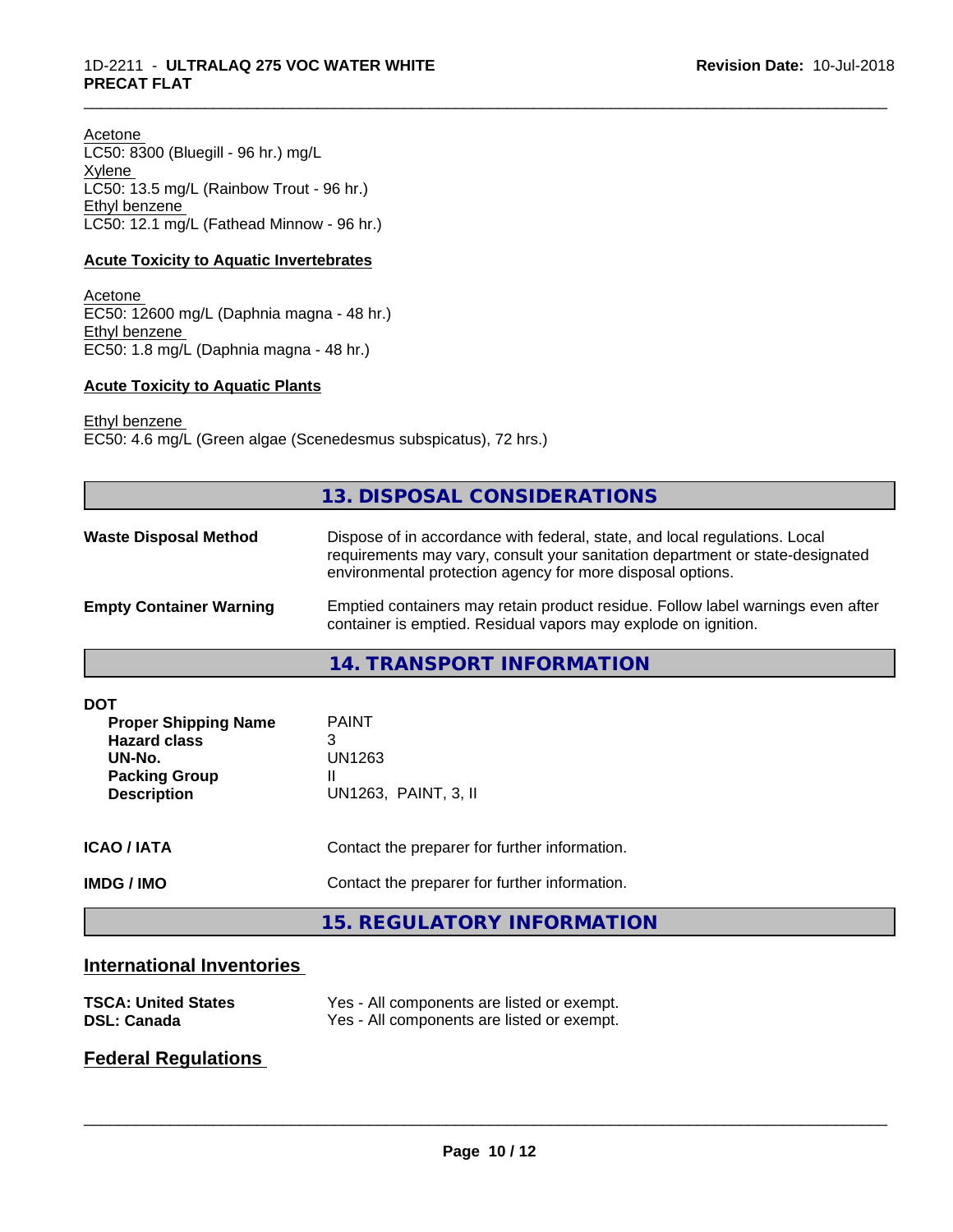Acetone
LC50: 8300 (Bluegill - 96 hr.) mg/L
Xylene
LC50: 13.5 mg/L (Rainbow Trout - 96 hr.)
Ethyl benzene
LC50: 12.1 mg/L (Fathead Minnow - 96 hr.)

**Acute Toxicity to Aquatic Invertebrates**

Acetone
EC50: 12600 mg/L (Daphnia magna - 48 hr.)
Ethyl benzene
EC50: 1.8 mg/L (Daphnia magna - 48 hr.)

**Acute Toxicity to Aquatic Plants**

Ethyl benzene
EC50: 4.6 mg/L (Green algae (Scenedesmus subspicatus), 72 hrs.)

## 13. DISPOSAL CONSIDERATIONS

| | |
|---|---|
| **Waste Disposal Method** | Dispose of in accordance with federal, state, and local regulations. Local requirements may vary, consult your sanitation department or state-designated environmental protection agency for more disposal options. |
| **Empty Container Warning** | Emptied containers may retain product residue. Follow label warnings even after container is emptied. Residual vapors may explode on ignition. |

## 14. TRANSPORT INFORMATION

**DOT**

| | |
|---|---|
| **Proper Shipping Name** | PAINT |
| **Hazard class** | 3 |
| **UN-No.** | UN1263 |
| **Packing Group** | II |
| **Description** | UN1263, PAINT, 3, II |

| | |
|---|---|
| **ICAO / IATA** | Contact the preparer for further information. |
| **IMDG / IMO** | Contact the preparer for further information. |

## 15. REGULATORY INFORMATION

### International Inventories

| | |
|---|---|
| **TSCA: United States** | Yes - All components are listed or exempt. |
| **DSL: Canada** | Yes - All components are listed or exempt. |

### Federal Regulations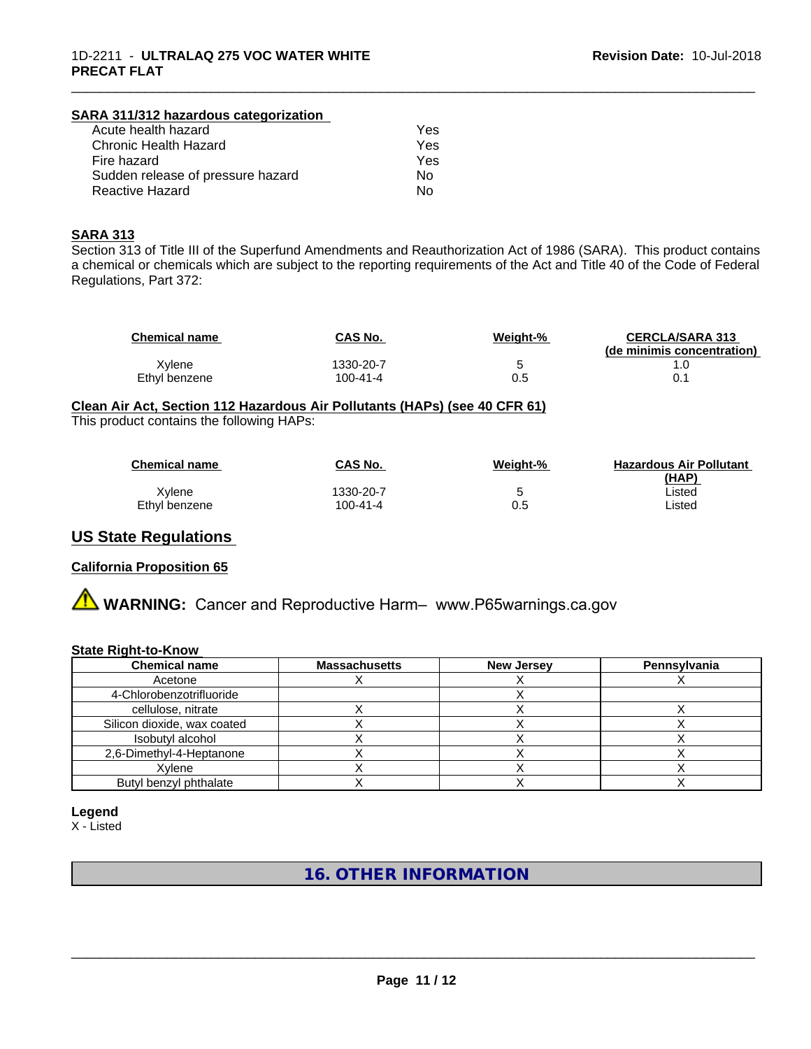#### SARA 311/312 hazardous categorization

| | |
|---|---|
| Acute health hazard | Yes |
| Chronic Health Hazard | Yes |
| Fire hazard | Yes |
| Sudden release of pressure hazard | No |
| Reactive Hazard | No |

#### SARA 313

Section 313 of Title III of the Superfund Amendments and Reauthorization Act of 1986 (SARA). This product contains a chemical or chemicals which are subject to the reporting requirements of the Act and Title 40 of the Code of Federal Regulations, Part 372:

| Chemical name | CAS No. | Weight-% | CERCLA/SARA 313 (de minimis concentration) |
|---|---|---|---|
| Xylene | 1330-20-7 | 5 | 1.0 |
| Ethyl benzene | 100-41-4 | 0.5 | 0.1 |

#### Clean Air Act, Section 112 Hazardous Air Pollutants (HAPs) (see 40 CFR 61)

This product contains the following HAPs:

| Chemical name | CAS No. | Weight-% | Hazardous Air Pollutant (HAP) |
|---|---|---|---|
| Xylene | 1330-20-7 | 5 | Listed |
| Ethyl benzene | 100-41-4 | 0.5 | Listed |

## US State Regulations

#### California Proposition 65

⚠ **WARNING:** Cancer and Reproductive Harm– www.P65warnings.ca.gov

#### State Right-to-Know

| Chemical name | Massachusetts | New Jersey | Pennsylvania |
|---|---|---|---|
| Acetone | X | X | X |
| 4-Chlorobenzotrifluoride | | X | |
| cellulose, nitrate | X | X | X |
| Silicon dioxide, wax coated | X | X | X |
| Isobutyl alcohol | X | X | X |
| 2,6-Dimethyl-4-Heptanone | X | X | X |
| Xylene | X | X | X |
| Butyl benzyl phthalate | X | X | X |

**Legend**

X - Listed

## 16. OTHER INFORMATION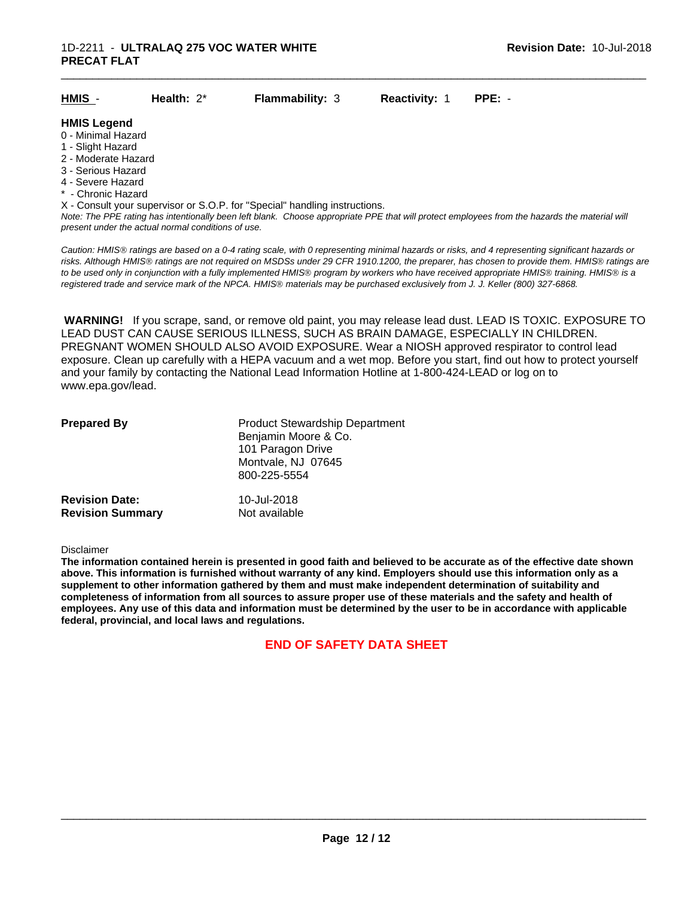| HMIS - | Health: 2* | Flammability: 3 | Reactivity: 1 | PPE: - |
| --- | --- | --- | --- | --- |

**HMIS Legend**

0 - Minimal Hazard
1 - Slight Hazard
2 - Moderate Hazard
3 - Serious Hazard
4 - Severe Hazard
* - Chronic Hazard
X - Consult your supervisor or S.O.P. for "Special" handling instructions.

*Note: The PPE rating has intentionally been left blank. Choose appropriate PPE that will protect employees from the hazards the material will present under the actual normal conditions of use.*

*Caution: HMIS® ratings are based on a 0-4 rating scale, with 0 representing minimal hazards or risks, and 4 representing significant hazards or risks. Although HMIS® ratings are not required on MSDSs under 29 CFR 1910.1200, the preparer, has chosen to provide them. HMIS® ratings are to be used only in conjunction with a fully implemented HMIS® program by workers who have received appropriate HMIS® training. HMIS® is a registered trade and service mark of the NPCA. HMIS® materials may be purchased exclusively from J. J. Keller (800) 327-6868.*

**WARNING!** If you scrape, sand, or remove old paint, you may release lead dust. LEAD IS TOXIC. EXPOSURE TO LEAD DUST CAN CAUSE SERIOUS ILLNESS, SUCH AS BRAIN DAMAGE, ESPECIALLY IN CHILDREN. PREGNANT WOMEN SHOULD ALSO AVOID EXPOSURE. Wear a NIOSH approved respirator to control lead exposure. Clean up carefully with a HEPA vacuum and a wet mop. Before you start, find out how to protect yourself and your family by contacting the National Lead Information Hotline at 1-800-424-LEAD or log on to www.epa.gov/lead.

**Prepared By**

Product Stewardship Department
Benjamin Moore & Co.
101 Paragon Drive
Montvale, NJ 07645
800-225-5554

**Revision Date:** 10-Jul-2018
**Revision Summary** Not available

Disclaimer

**The information contained herein is presented in good faith and believed to be accurate as of the effective date shown above. This information is furnished without warranty of any kind. Employers should use this information only as a supplement to other information gathered by them and must make independent determination of suitability and completeness of information from all sources to assure proper use of these materials and the safety and health of employees. Any use of this data and information must be determined by the user to be in accordance with applicable federal, provincial, and local laws and regulations.**

**END OF SAFETY DATA SHEET**